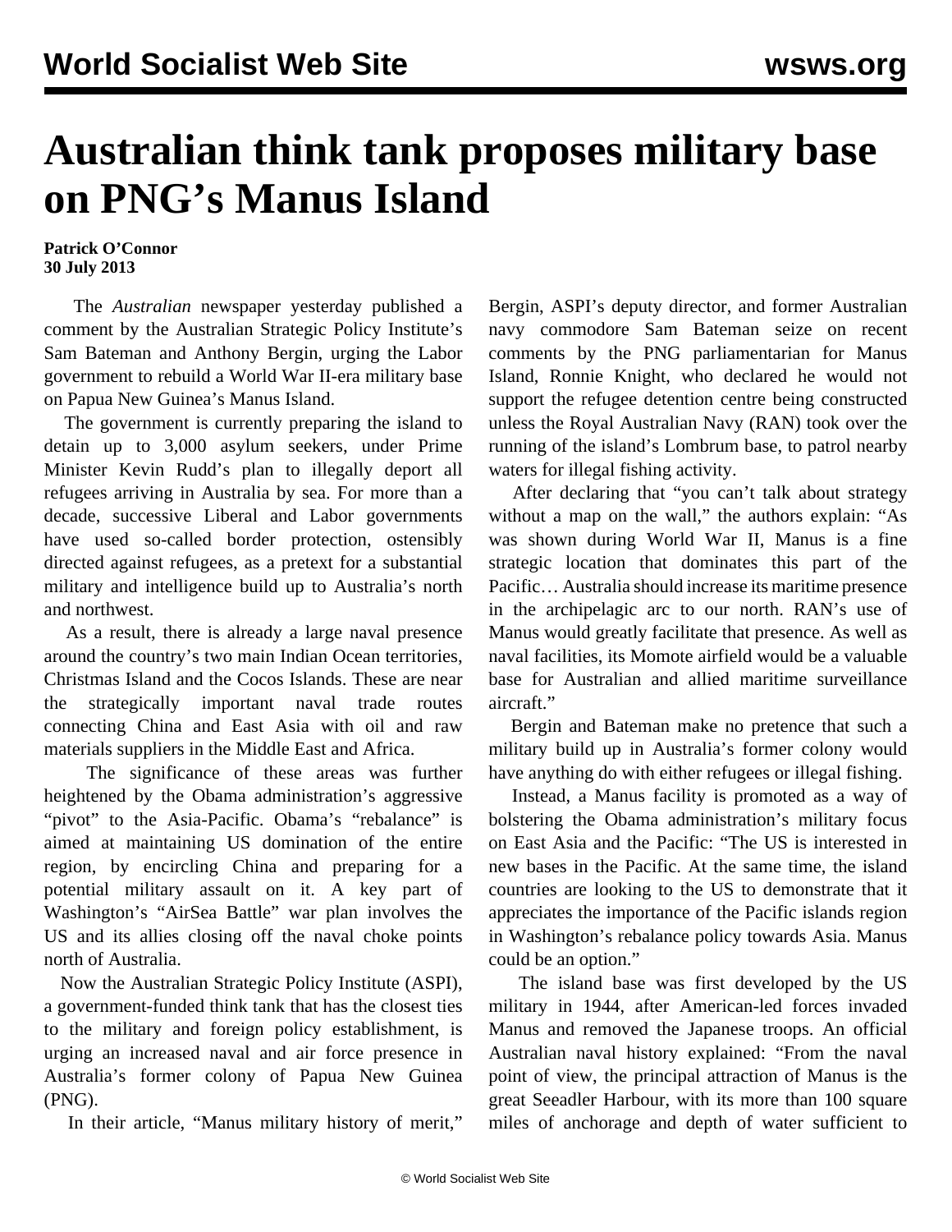# Australian think tank proposes military base on PNG's Manus Island

**Patrick O'Connor**
**30 July 2013**

The *Australian* newspaper yesterday published a comment by the Australian Strategic Policy Institute's Sam Bateman and Anthony Bergin, urging the Labor government to rebuild a World War II-era military base on Papua New Guinea's Manus Island.

The government is currently preparing the island to detain up to 3,000 asylum seekers, under Prime Minister Kevin Rudd's plan to illegally deport all refugees arriving in Australia by sea. For more than a decade, successive Liberal and Labor governments have used so-called border protection, ostensibly directed against refugees, as a pretext for a substantial military and intelligence build up to Australia's north and northwest.

As a result, there is already a large naval presence around the country's two main Indian Ocean territories, Christmas Island and the Cocos Islands. These are near the strategically important naval trade routes connecting China and East Asia with oil and raw materials suppliers in the Middle East and Africa.

The significance of these areas was further heightened by the Obama administration's aggressive "pivot" to the Asia-Pacific. Obama's "rebalance" is aimed at maintaining US domination of the entire region, by encircling China and preparing for a potential military assault on it. A key part of Washington's "AirSea Battle" war plan involves the US and its allies closing off the naval choke points north of Australia.

Now the Australian Strategic Policy Institute (ASPI), a government-funded think tank that has the closest ties to the military and foreign policy establishment, is urging an increased naval and air force presence in Australia's former colony of Papua New Guinea (PNG).

In their article, "Manus military history of merit," Bergin, ASPI's deputy director, and former Australian navy commodore Sam Bateman seize on recent comments by the PNG parliamentarian for Manus Island, Ronnie Knight, who declared he would not support the refugee detention centre being constructed unless the Royal Australian Navy (RAN) took over the running of the island's Lombrum base, to patrol nearby waters for illegal fishing activity.

After declaring that "you can't talk about strategy without a map on the wall," the authors explain: "As was shown during World War II, Manus is a fine strategic location that dominates this part of the Pacific… Australia should increase its maritime presence in the archipelagic arc to our north. RAN's use of Manus would greatly facilitate that presence. As well as naval facilities, its Momote airfield would be a valuable base for Australian and allied maritime surveillance aircraft."

Bergin and Bateman make no pretence that such a military build up in Australia's former colony would have anything do with either refugees or illegal fishing.

Instead, a Manus facility is promoted as a way of bolstering the Obama administration's military focus on East Asia and the Pacific: "The US is interested in new bases in the Pacific. At the same time, the island countries are looking to the US to demonstrate that it appreciates the importance of the Pacific islands region in Washington's rebalance policy towards Asia. Manus could be an option."

The island base was first developed by the US military in 1944, after American-led forces invaded Manus and removed the Japanese troops. An official Australian naval history explained: "From the naval point of view, the principal attraction of Manus is the great Seeadler Harbour, with its more than 100 square miles of anchorage and depth of water sufficient to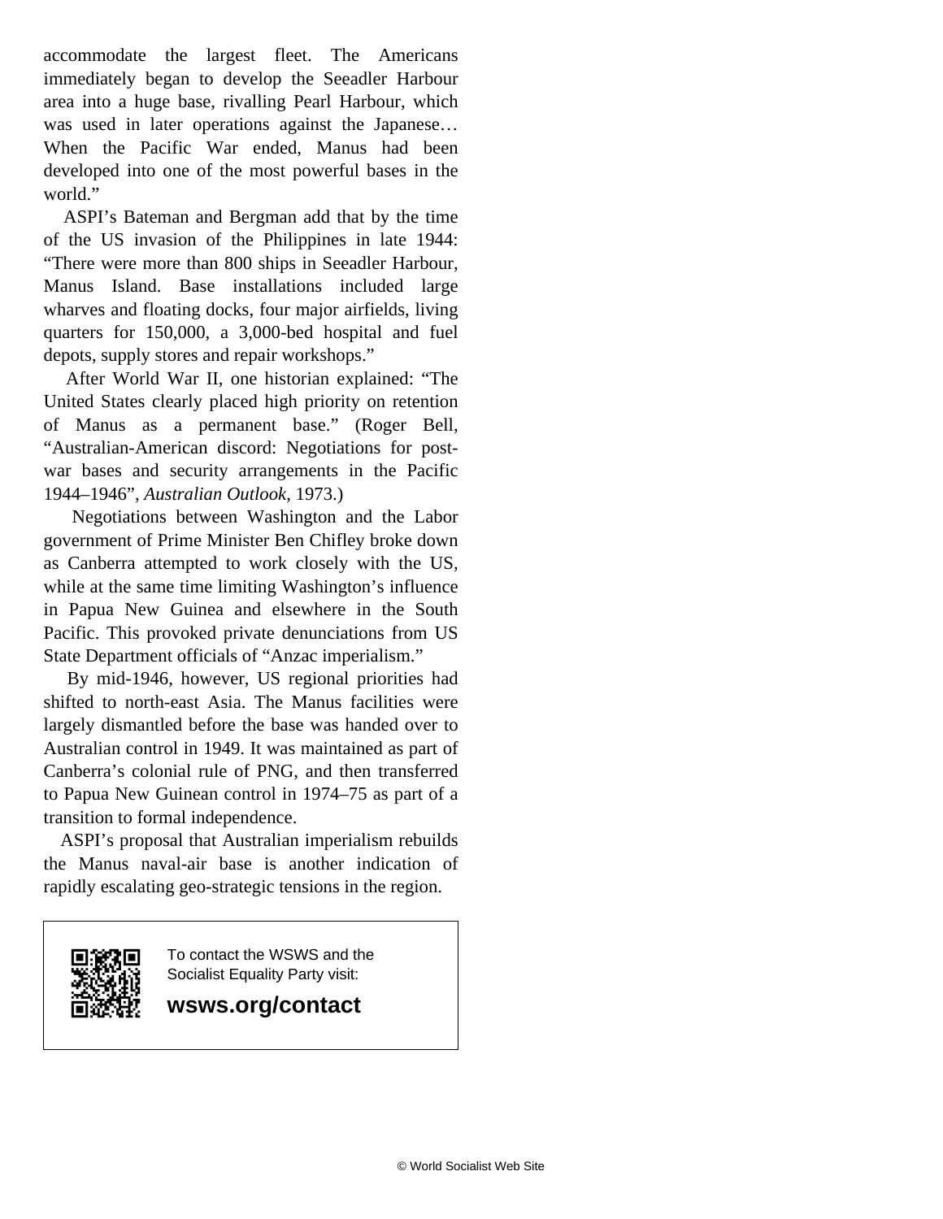accommodate the largest fleet. The Americans immediately began to develop the Seeadler Harbour area into a huge base, rivalling Pearl Harbour, which was used in later operations against the Japanese… When the Pacific War ended, Manus had been developed into one of the most powerful bases in the world."

ASPI's Bateman and Bergman add that by the time of the US invasion of the Philippines in late 1944: "There were more than 800 ships in Seeadler Harbour, Manus Island. Base installations included large wharves and floating docks, four major airfields, living quarters for 150,000, a 3,000-bed hospital and fuel depots, supply stores and repair workshops."

After World War II, one historian explained: "The United States clearly placed high priority on retention of Manus as a permanent base." (Roger Bell, "Australian-American discord: Negotiations for post-war bases and security arrangements in the Pacific 1944–1946", *Australian Outlook*, 1973.)

Negotiations between Washington and the Labor government of Prime Minister Ben Chifley broke down as Canberra attempted to work closely with the US, while at the same time limiting Washington's influence in Papua New Guinea and elsewhere in the South Pacific. This provoked private denunciations from US State Department officials of "Anzac imperialism."

By mid-1946, however, US regional priorities had shifted to north-east Asia. The Manus facilities were largely dismantled before the base was handed over to Australian control in 1949. It was maintained as part of Canberra's colonial rule of PNG, and then transferred to Papua New Guinean control in 1974–75 as part of a transition to formal independence.

ASPI's proposal that Australian imperialism rebuilds the Manus naval-air base is another indication of rapidly escalating geo-strategic tensions in the region.

To contact the WSWS and the Socialist Equality Party visit:

**wsws.org/contact**